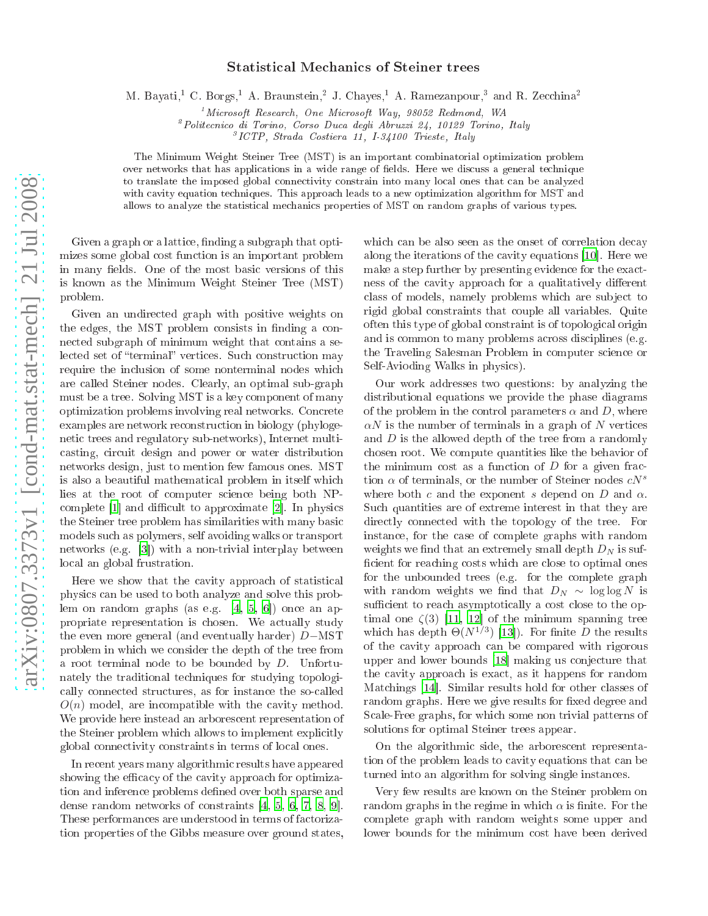# Statistical Mechanics of Steiner trees

M. Bayati,[1] C. Borgs,[1] A. Braunstein,[2] J. Chayes,[1] A. Ramezanpour,[3] and R. Zecchina[2]

[1] *Microsoft Research, One Microsoft Way, 98052 Redmond, WA*
[2] *Politecnico di Torino, Corso Duca degli Abruzzi 24, 10129 Torino, Italy*
[3] *ICTP, Strada Costiera 11, I-34100 Trieste, Italy*

The Minimum Weight Steiner Tree (MST) is an important combinatorial optimization problem over networks that has applications in a wide range of fields. Here we discuss a general technique to translate the imposed global connectivity constrain into many local ones that can be analyzed with cavity equation techniques. This approach leads to a new optimization algorithm for MST and allows to analyze the statistical mechanics properties of MST on random graphs of various types.

Given a graph or a lattice, finding a subgraph that optimizes some global cost function is an important problem in many fields. One of the most basic versions of this is known as the Minimum Weight Steiner Tree (MST) problem.

Given an undirected graph with positive weights on the edges, the MST problem consists in finding a connected subgraph of minimum weight that contains a selected set of "terminal" vertices. Such construction may require the inclusion of some nonterminal nodes which are called Steiner nodes. Clearly, an optimal sub-graph must be a tree. Solving MST is a key component of many optimization problems involving real networks. Concrete examples are network reconstruction in biology (phylogenetic trees and regulatory sub-networks), Internet multicasting, circuit design and power or water distribution networks design, just to mention few famous ones. MST is also a beautiful mathematical problem in itself which lies at the root of computer science being both NP-complete [1] and difficult to approximate [2]. In physics the Steiner tree problem has similarities with many basic models such as polymers, self avoiding walks or transport networks (e.g. [3]) with a non-trivial interplay between local an global frustration.

Here we show that the cavity approach of statistical physics can be used to both analyze and solve this problem on random graphs (as e.g. [4, 5, 6]) once an appropriate representation is chosen. We actually study the even more general (and eventually harder) $D-$MST problem in which we consider the depth of the tree from a root terminal node to be bounded by $D$. Unfortunately the traditional techniques for studying topologically connected structures, as for instance the so-called $O(n)$ model, are incompatible with the cavity method. We provide here instead an arborescent representation of the Steiner problem which allows to implement explicitly global connectivity constraints in terms of local ones.

In recent years many algorithmic results have appeared showing the efficacy of the cavity approach for optimization and inference problems defined over both sparse and dense random networks of constraints [4, 5, 6, 7, 8, 9]. These performances are understood in terms of factorization properties of the Gibbs measure over ground states, which can be also seen as the onset of correlation decay along the iterations of the cavity equations [10]. Here we make a step further by presenting evidence for the exactness of the cavity approach for a qualitatively different class of models, namely problems which are subject to rigid global constraints that couple all variables. Quite often this type of global constraint is of topological origin and is common to many problems across disciplines (e.g. the Traveling Salesman Problem in computer science or Self-Avioding Walks in physics).

Our work addresses two questions: by analyzing the distributional equations we provide the phase diagrams of the problem in the control parameters $\alpha$ and $D$, where $\alpha N$ is the number of terminals in a graph of $N$ vertices and $D$ is the allowed depth of the tree from a randomly chosen root. We compute quantities like the behavior of the minimum cost as a function of $D$ for a given fraction $\alpha$ of terminals, or the number of Steiner nodes $cN^s$ where both $c$ and the exponent $s$ depend on $D$ and $\alpha$. Such quantities are of extreme interest in that they are directly connected with the topology of the tree. For instance, for the case of complete graphs with random weights we find that an extremely small depth $D_N$ is sufficient for reaching costs which are close to optimal ones for the unbounded trees (e.g. for the complete graph with random weights we find that $D_N \sim \log\log N$ is sufficient to reach asymptotically a cost close to the optimal one $\zeta(3)$ [11, 12] of the minimum spanning tree which has depth $\Theta(N^{1/3})$ [13]). For finite $D$ the results of the cavity approach can be compared with rigorous upper and lower bounds [18] making us conjecture that the cavity approach is exact, as it happens for random Matchings [14]. Similar results hold for other classes of random graphs. Here we give results for fixed degree and Scale-Free graphs, for which some non trivial patterns of solutions for optimal Steiner trees appear.

On the algorithmic side, the arborescent representation of the problem leads to cavity equations that can be turned into an algorithm for solving single instances.

Very few results are known on the Steiner problem on random graphs in the regime in which $\alpha$ is finite. For the complete graph with random weights some upper and lower bounds for the minimum cost have been derived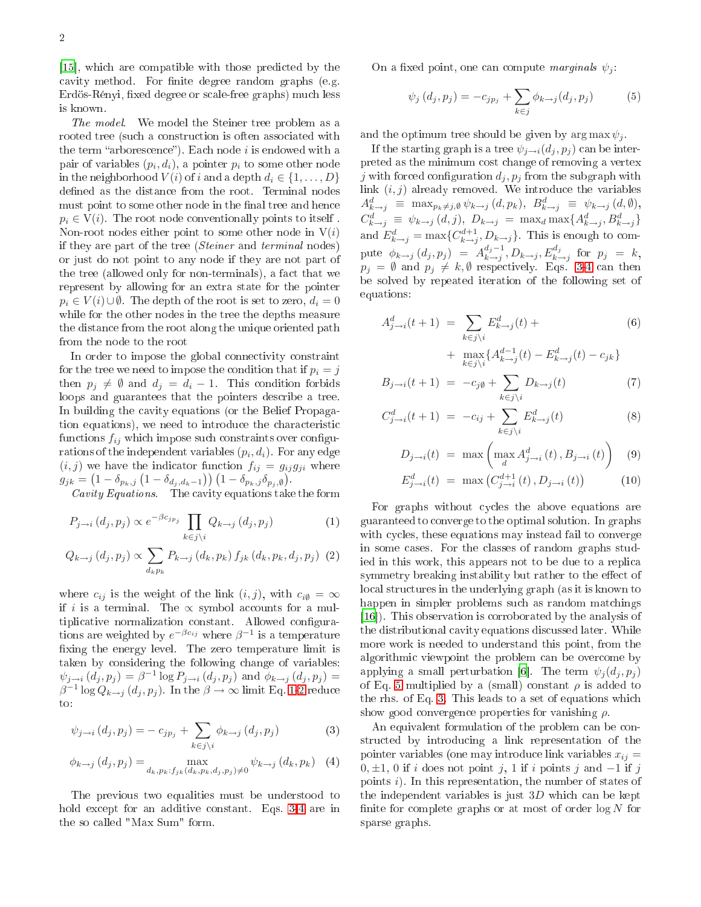[15], which are compatible with those predicted by the cavity method. For finite degree random graphs (e.g. Erdös-Rényi, fixed degree or scale-free graphs) much less is known.

*The model*. We model the Steiner tree problem as a rooted tree (such a construction is often associated with the term "arborescence"). Each node $i$ is endowed with a pair of variables $(p_i, d_i)$, a pointer $p_i$ to some other node in the neighborhood $V(i)$ of $i$ and a depth $d_i \in \{1, \ldots, D\}$ defined as the distance from the root. Terminal nodes must point to some other node in the final tree and hence $p_i \in V(i)$. The root node conventionally points to itself . Non-root nodes either point to some other node in $V(i)$ if they are part of the tree (*Steiner* and *terminal* nodes) or just do not point to any node if they are not part of the tree (allowed only for non-terminals), a fact that we represent by allowing for an extra state for the pointer $p_i \in V(i) \cup \emptyset$. The depth of the root is set to zero, $d_i = 0$ while for the other nodes in the tree the depths measure the distance from the root along the unique oriented path from the node to the root

In order to impose the global connectivity constraint for the tree we need to impose the condition that if $p_i = j$ then $p_j \neq \emptyset$ and $d_j = d_i - 1$. This condition forbids loops and guarantees that the pointers describe a tree. In building the cavity equations (or the Belief Propagation equations), we need to introduce the characteristic functions $f_{ij}$ which impose such constraints over configurations of the independent variables $(p_i, d_i)$. For any edge $(i,j)$ we have the indicator function $f_{ij} = g_{ij} g_{ji}$ where $g_{jk} = \left(1 - \delta_{p_k,j}\left(1 - \delta_{d_j, d_k - 1}\right)\right)\left(1 - \delta_{p_k,j}\delta_{p_j,\emptyset}\right)$.

*Cavity Equations*. The cavity equations take the form

$$P_{j\to i}\left(d_j, p_j\right) \propto e^{-\beta c_{jp_j}} \prod_{k\in j\setminus i} Q_{k\to j}\left(d_j, p_j\right) \tag{1}$$

$$Q_{k\to j}\left(d_j, p_j\right) \propto \sum_{d_k p_k} P_{k\to j}\left(d_k, p_k\right) f_{jk}\left(d_k, p_k, d_j, p_j\right) \tag{2}$$

where $c_{ij}$ is the weight of the link $(i,j)$, with $c_{i\emptyset} = \infty$ if $i$ is a terminal. The $\propto$ symbol accounts for a multiplicative normalization constant. Allowed configurations are weighted by $e^{-\beta c_{ij}}$ where $\beta^{-1}$ is a temperature fixing the energy level. The zero temperature limit is taken by considering the following change of variables: $\psi_{j\to i}\left(d_j, p_j\right) = \beta^{-1} \log P_{j\to i}\left(d_j, p_j\right)$ and $\phi_{k\to j}\left(d_j, p_j\right) = \beta^{-1} \log Q_{k\to j}\left(d_j, p_j\right)$. In the $\beta \to \infty$ limit Eq. 1-2 reduce to:

$$\psi_{j\to i}\left(d_j, p_j\right) = -c_{jp_j} + \sum_{k\in j\setminus i} \phi_{k\to j}\left(d_j, p_j\right) \tag{3}$$

$$\phi_{k\to j}\left(d_j, p_j\right) = \max_{d_k, p_k : f_{jk}\left(d_k, p_k, d_j, p_j\right)\neq 0} \psi_{k\to j}\left(d_k, p_k\right) \tag{4}$$

The previous two equalities must be understood to hold except for an additive constant. Eqs. 3-4 are in the so called "Max Sum" form.

On a fixed point, one can compute *marginals* $\psi_j$:

$$\psi_j\left(d_j, p_j\right) = -c_{jp_j} + \sum_{k\in j} \phi_{k\to j}\left(d_j, p_j\right) \tag{5}$$

and the optimum tree should be given by $\arg\max \psi_j$.

If the starting graph is a tree $\psi_{j\to i}(d_j, p_j)$ can be interpreted as the minimum cost change of removing a vertex $j$ with forced configuration $d_j, p_j$ from the subgraph with link $(i,j)$ already removed. We introduce the variables $A^d_{k\to j} \equiv \max_{p_k \neq j,\emptyset} \psi_{k\to j}\left(d, p_k\right)$, $B^d_{k\to j} \equiv \psi_{k\to j}\left(d, \emptyset\right)$, $C^d_{k\to j} \equiv \psi_{k\to j}\left(d, j\right)$, $D_{k\to j} = \max_d \max\{A^d_{k\to j}, B^d_{k\to j}\}$ and $E^d_{k\to j} = \max\{C^{d+1}_{k\to j}, D_{k\to j}\}$. This is enough to compute $\phi_{k\to j}\left(d_j, p_j\right) = A^{d_j - 1}_{k\to j}, D_{k\to j}, E^{d_j}_{k\to j}$ for $p_j = k$, $p_j = \emptyset$ and $p_j \neq k, \emptyset$ respectively. Eqs. 3-4 can then be solved by repeated iteration of the following set of equations:

$$\begin{aligned}
A^d_{j\to i}(t+1) &= \sum_{k\in j\setminus i} E^d_{k\to j}(t) + \\
&\quad + \max_{k\in j\setminus i}\{A^{d-1}_{k\to j}(t) - E^d_{k\to j}(t) - c_{jk}\}
\end{aligned} \tag{6}$$

$$B_{j\to i}(t+1) = -c_{j\emptyset} + \sum_{k\in j\setminus i} D_{k\to j}(t) \tag{7}$$

$$C^d_{j\to i}(t+1) = -c_{ij} + \sum_{k\in j\setminus i} E^d_{k\to j}(t) \tag{8}$$

$$D_{j\to i}(t) = \max\left(\max_d A^d_{j\to i}(t), B_{j\to i}(t)\right) \tag{9}$$

$$E^d_{j\to i}(t) = \max\left(C^{d+1}_{j\to i}(t), D_{j\to i}(t)\right) \tag{10}$$

For graphs without cycles the above equations are guaranteed to converge to the optimal solution. In graphs with cycles, these equations may instead fail to converge in some cases. For the classes of random graphs studied in this work, this appears not to be due to a replica symmetry breaking instability but rather to the effect of local structures in the underlying graph (as it is known to happen in simpler problems such as random matchings [16]). This observation is corroborated by the analysis of the distributional cavity equations discussed later. While more work is needed to understand this point, from the algorithmic viewpoint the problem can be overcome by applying a small perturbation [6]. The term $\psi_j(d_j, p_j)$ of Eq. 5 multiplied by a (small) constant $\rho$ is added to the rhs. of Eq. 3. This leads to a set of equations which show good convergence properties for vanishing $\rho$.

An equivalent formulation of the problem can be constructed by introducing a link representation of the pointer variables (one may introduce link variables $x_{ij} = 0, \pm 1$, 0 if $i$ does not point $j$, 1 if $i$ points $j$ and $-1$ if $j$ points $i$). In this representation, the number of states of the independent variables is just $3D$ which can be kept finite for complete graphs or at most of order $\log N$ for sparse graphs.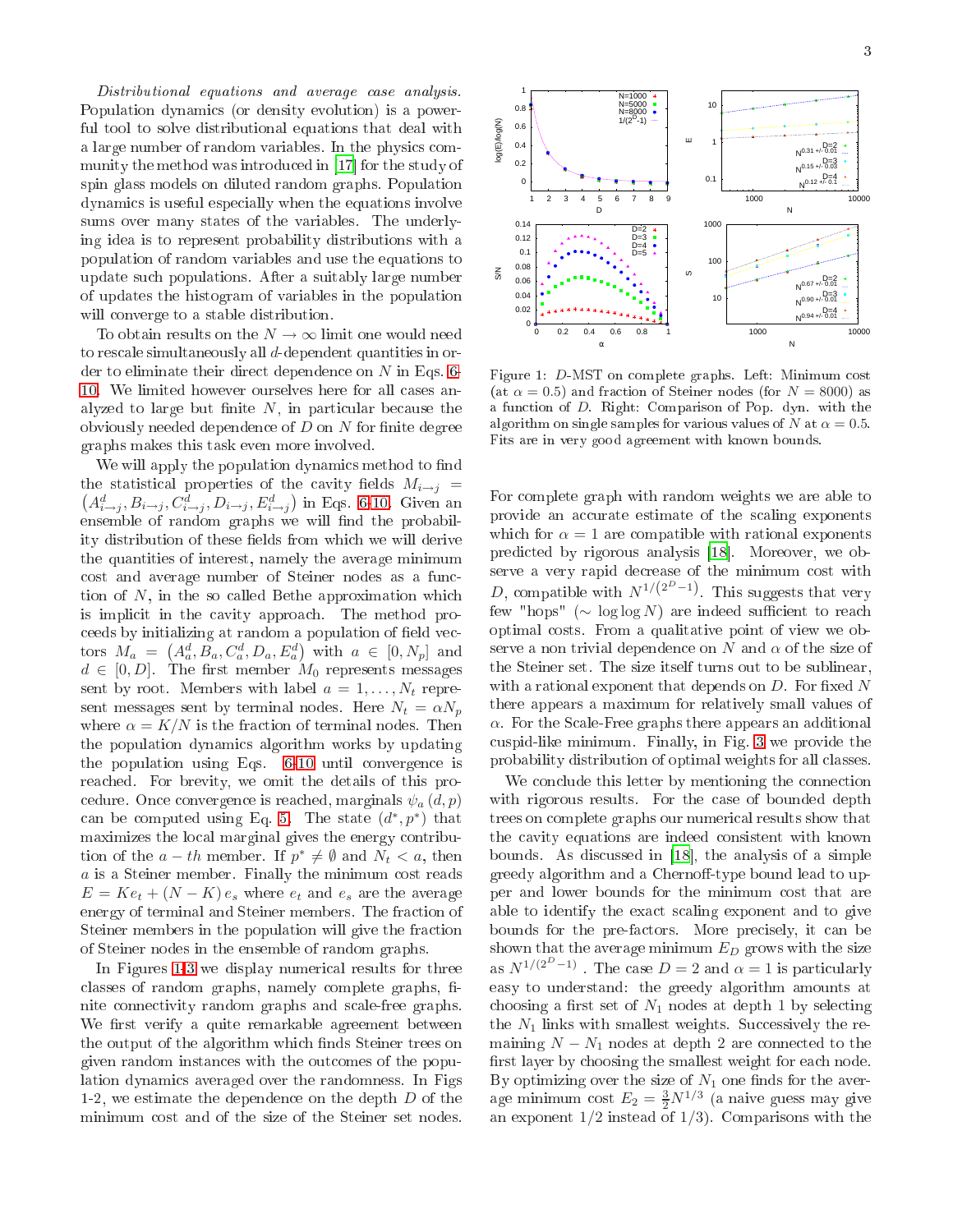*Distributional equations and average case analysis.* Population dynamics (or density evolution) is a powerful tool to solve distributional equations that deal with a large number of random variables. In the physics community the method was introduced in [17] for the study of spin glass models on diluted random graphs. Population dynamics is useful especially when the equations involve sums over many states of the variables. The underlying idea is to represent probability distributions with a population of random variables and use the equations to update such populations. After a suitably large number of updates the histogram of variables in the population will converge to a stable distribution.

To obtain results on the $N \to \infty$ limit one would need to rescale simultaneously all $d$-dependent quantities in order to eliminate their direct dependence on $N$ in Eqs. 6-10. We limited however ourselves here for all cases analyzed to large but finite $N$, in particular because the obviously needed dependence of $D$ on $N$ for finite degree graphs makes this task even more involved.

We will apply the population dynamics method to find the statistical properties of the cavity fields $M_{i\to j} = \left(A^d_{i\to j}, B_{i\to j}, C^d_{i\to j}, D_{i\to j}, E^d_{i\to j}\right)$ in Eqs. 6-10. Given an ensemble of random graphs we will find the probability distribution of these fields from which we will derive the quantities of interest, namely the average minimum cost and average number of Steiner nodes as a function of $N$, in the so called Bethe approximation which is implicit in the cavity approach. The method proceeds by initializing at random a population of field vectors $M_a = \left(A^d_a, B_a, C^d_a, D_a, E^d_a\right)$ with $a \in [0, N_p]$ and $d \in [0, D]$. The first member $M_0$ represents messages sent by root. Members with label $a = 1, \ldots, N_t$ represent messages sent by terminal nodes. Here $N_t = \alpha N_p$ where $\alpha = K/N$ is the fraction of terminal nodes. Then the population dynamics algorithm works by updating the population using Eqs. 6-10 until convergence is reached. For brevity, we omit the details of this procedure. Once convergence is reached, marginals $\psi_a(d,p)$ can be computed using Eq. 5. The state $(d^*, p^*)$ that maximizes the local marginal gives the energy contribution of the $a-th$ member. If $p^* \neq \emptyset$ and $N_t < a$, then $a$ is a Steiner member. Finally the minimum cost reads $E = Ke_t + (N-K)\,e_s$ where $e_t$ and $e_s$ are the average energy of terminal and Steiner members. The fraction of Steiner members in the population will give the fraction of Steiner nodes in the ensemble of random graphs.

In Figures 1-3 we display numerical results for three classes of random graphs, namely complete graphs, finite connectivity random graphs and scale-free graphs. We first verify a quite remarkable agreement between the output of the algorithm which finds Steiner trees on given random instances with the outcomes of the population dynamics averaged over the randomness. In Figs 1-2, we estimate the dependence on the depth $D$ of the minimum cost and of the size of the Steiner set nodes.

Figure 1: $D$-MST on complete graphs. Left: Minimum cost (at $\alpha = 0.5$) and fraction of Steiner nodes (for $N = 8000$) as a function of $D$. Right: Comparison of Pop. dyn. with the algorithm on single samples for various values of $N$ at $\alpha = 0.5$. Fits are in very good agreement with known bounds.

For complete graph with random weights we are able to provide an accurate estimate of the scaling exponents which for $\alpha = 1$ are compatible with rational exponents predicted by rigorous analysis [18]. Moreover, we observe a very rapid decrease of the minimum cost with $D$, compatible with $N^{1/(2^D-1)}$. This suggests that very few "hops" ($\sim \log\log N$) are indeed sufficient to reach optimal costs. From a qualitative point of view we observe a non trivial dependence on $N$ and $\alpha$ of the size of the Steiner set. The size itself turns out to be sublinear, with a rational exponent that depends on $D$. For fixed $N$ there appears a maximum for relatively small values of $\alpha$. For the Scale-Free graphs there appears an additional cuspid-like minimum. Finally, in Fig. 3 we provide the probability distribution of optimal weights for all classes.

We conclude this letter by mentioning the connection with rigorous results. For the case of bounded depth trees on complete graphs our numerical results show that the cavity equations are indeed consistent with known bounds. As discussed in [18], the analysis of a simple greedy algorithm and a Chernoff-type bound lead to upper and lower bounds for the minimum cost that are able to identify the exact scaling exponent and to give bounds for the pre-factors. More precisely, it can be shown that the average minimum $E_D$ grows with the size as $N^{1/(2^D-1)}$. The case $D = 2$ and $\alpha = 1$ is particularly easy to understand: the greedy algorithm amounts at choosing a first set of $N_1$ nodes at depth 1 by selecting the $N_1$ links with smallest weights. Successively the remaining $N - N_1$ nodes at depth 2 are connected to the first layer by choosing the smallest weight for each node. By optimizing over the size of $N_1$ one finds for the average minimum cost $E_2 = \frac{3}{2}N^{1/3}$ (a naive guess may give an exponent $1/2$ instead of $1/3$). Comparisons with the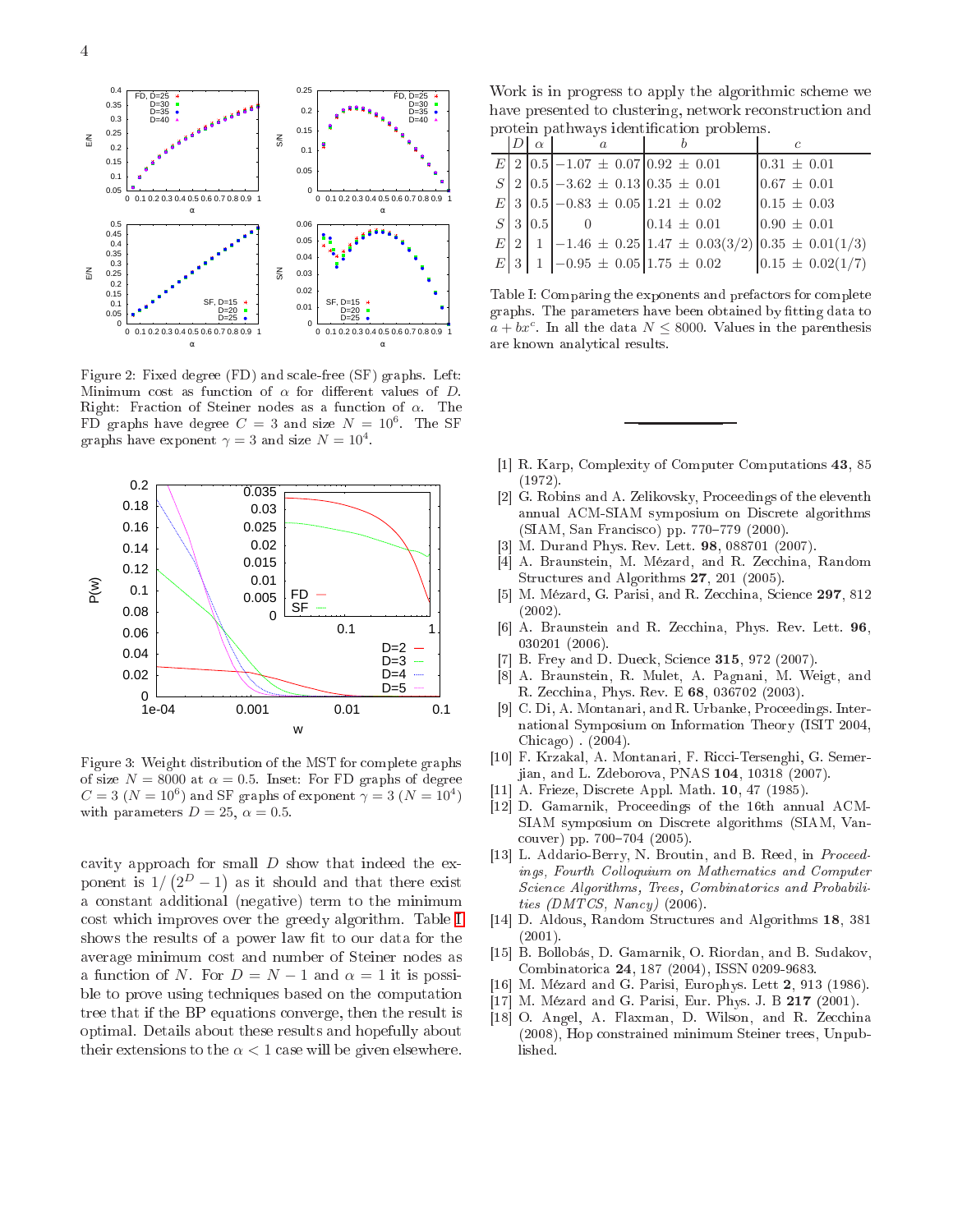FD, D=25
D=30
D=35
D=40

E/N

α

FD, D=25
D=30
D=35
D=40

S/N

α

SF, D=15
D=20
D=25

E/N

α

SF, D=15
D=20
D=25

S/N

α

Figure 2: Fixed degree (FD) and scale-free (SF) graphs. Left: Minimum cost as function of $\alpha$ for different values of $D$. Right: Fraction of Steiner nodes as a function of $\alpha$. The FD graphs have degree $C = 3$ and size $N = 10^6$. The SF graphs have exponent $\gamma = 3$ and size $N = 10^4$.

P(w)

w

FD
SF

D=2
D=3
D=4
D=5

Figure 3: Weight distribution of the MST for complete graphs of size $N = 8000$ at $\alpha = 0.5$. Inset: For FD graphs of degree $C = 3$ ($N = 10^6$) and SF graphs of exponent $\gamma = 3$ ($N = 10^4$) with parameters $D = 25$, $\alpha = 0.5$.

cavity approach for small $D$ show that indeed the exponent is $1/\left(2^D - 1\right)$ as it should and that there exist a constant additional (negative) term to the minimum cost which improves over the greedy algorithm. Table I shows the results of a power law fit to our data for the average minimum cost and number of Steiner nodes as a function of $N$. For $D = N - 1$ and $\alpha = 1$ it is possible to prove using techniques based on the computation tree that if the BP equations converge, then the result is optimal. Details about these results and hopefully about their extensions to the $\alpha < 1$ case will be given elsewhere.

Work is in progress to apply the algorithmic scheme we have presented to clustering, network reconstruction and protein pathways identification problems.

| | $D$ | $\alpha$ | $a$ | $b$ | $c$ |
|---|---|---|---|---|---|
| $E$ | 2 | 0.5 | $-1.07 \pm 0.07$ | $0.92 \pm 0.01$ | $0.31 \pm 0.01$ |
| $S$ | 2 | 0.5 | $-3.62 \pm 0.13$ | $0.35 \pm 0.01$ | $0.67 \pm 0.01$ |
| $E$ | 3 | 0.5 | $-0.83 \pm 0.05$ | $1.21 \pm 0.02$ | $0.15 \pm 0.03$ |
| $S$ | 3 | 0.5 | 0 | $0.14 \pm 0.01$ | $0.90 \pm 0.01$ |
| $E$ | 2 | 1 | $-1.46 \pm 0.25$ | $1.47 \pm 0.03(3/2)$ | $0.35 \pm 0.01(1/3)$ |
| $E$ | 3 | 1 | $-0.95 \pm 0.05$ | $1.75 \pm 0.02$ | $0.15 \pm 0.02(1/7)$ |

Table I: Comparing the exponents and prefactors for complete graphs. The parameters have been obtained by fitting data to $a + bx^c$. In all the data $N \leq 8000$. Values in the parenthesis are known analytical results.

---

[1] R. Karp, Complexity of Computer Computations **43**, 85 (1972).

[2] G. Robins and A. Zelikovsky, Proceedings of the eleventh annual ACM-SIAM symposium on Discrete algorithms (SIAM, San Francisco) pp. 770–779 (2000).

[3] M. Durand Phys. Rev. Lett. **98**, 088701 (2007).

[4] A. Braunstein, M. Mézard, and R. Zecchina, Random Structures and Algorithms **27**, 201 (2005).

[5] M. Mézard, G. Parisi, and R. Zecchina, Science **297**, 812 (2002).

[6] A. Braunstein and R. Zecchina, Phys. Rev. Lett. **96**, 030201 (2006).

[7] B. Frey and D. Dueck, Science **315**, 972 (2007).

[8] A. Braunstein, R. Mulet, A. Pagnani, M. Weigt, and R. Zecchina, Phys. Rev. E **68**, 036702 (2003).

[9] C. Di, A. Montanari, and R. Urbanke, Proceedings. International Symposium on Information Theory (ISIT 2004, Chicago) . (2004).

[10] F. Krzakal, A. Montanari, F. Ricci-Tersenghi, G. Semerjian, and L. Zdeborova, PNAS **104**, 10318 (2007).

[11] A. Frieze, Discrete Appl. Math. **10**, 47 (1985).

[12] D. Gamarnik, Proceedings of the 16th annual ACM-SIAM symposium on Discrete algorithms (SIAM, Vancouver) pp. 700–704 (2005).

[13] L. Addario-Berry, N. Broutin, and B. Reed, in *Proceedings, Fourth Colloquium on Mathematics and Computer Science Algorithms, Trees, Combinatorics and Probabilities (DMTCS, Nancy)* (2006).

[14] D. Aldous, Random Structures and Algorithms **18**, 381 (2001).

[15] B. Bollobás, D. Gamarnik, O. Riordan, and B. Sudakov, Combinatorica **24**, 187 (2004), ISSN 0209-9683.

[16] M. Mézard and G. Parisi, Europhys. Lett **2**, 913 (1986).

[17] M. Mézard and G. Parisi, Eur. Phys. J. B **217** (2001).

[18] O. Angel, A. Flaxman, D. Wilson, and R. Zecchina (2008), Hop constrained minimum Steiner trees, Unpublished.